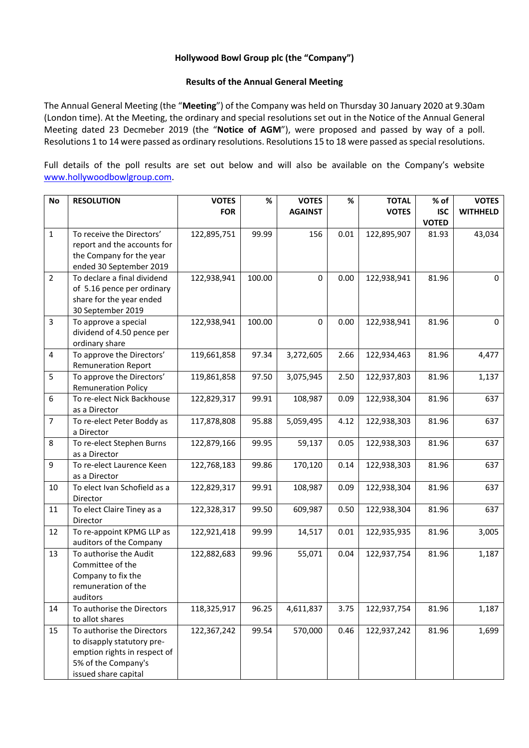**Hollywood Bowl Group plc (the "Company")**

**Results of the Annual General Meeting**

The Annual General Meeting (the "**Meeting**") of the Company was held on Thursday 30 January 2020 at 9.30am (London time). At the Meeting, the ordinary and special resolutions set out in the Notice of the Annual General Meeting dated 23 Decmeber 2019 (the "**Notice of AGM**"), were proposed and passed by way of a poll. Resolutions 1 to 14 were passed as ordinary resolutions. Resolutions 15 to 18 were passed as special resolutions.

Full details of the poll results are set out below and will also be available on the Company's website [www.hollywoodbowlgroup.com](http://www.hollywoodbowlgroup.com).

| No | RESOLUTION | VOTES FOR | % | VOTES AGAINST | % | TOTAL VOTES | % of ISC VOTED | VOTES WITHHELD |
|---|---|---|---|---|---|---|---|---|
| 1 | To receive the Directors' report and the accounts for the Company for the year ended 30 September 2019 | 122,895,751 | 99.99 | 156 | 0.01 | 122,895,907 | 81.93 | 43,034 |
| 2 | To declare a final dividend of 5.16 pence per ordinary share for the year ended 30 September 2019 | 122,938,941 | 100.00 | 0 | 0.00 | 122,938,941 | 81.96 | 0 |
| 3 | To approve a special dividend of 4.50 pence per ordinary share | 122,938,941 | 100.00 | 0 | 0.00 | 122,938,941 | 81.96 | 0 |
| 4 | To approve the Directors' Remuneration Report | 119,661,858 | 97.34 | 3,272,605 | 2.66 | 122,934,463 | 81.96 | 4,477 |
| 5 | To approve the Directors' Remuneration Policy | 119,861,858 | 97.50 | 3,075,945 | 2.50 | 122,937,803 | 81.96 | 1,137 |
| 6 | To re-elect Nick Backhouse as a Director | 122,829,317 | 99.91 | 108,987 | 0.09 | 122,938,304 | 81.96 | 637 |
| 7 | To re-elect Peter Boddy as a Director | 117,878,808 | 95.88 | 5,059,495 | 4.12 | 122,938,303 | 81.96 | 637 |
| 8 | To re-elect Stephen Burns as a Director | 122,879,166 | 99.95 | 59,137 | 0.05 | 122,938,303 | 81.96 | 637 |
| 9 | To re-elect Laurence Keen as a Director | 122,768,183 | 99.86 | 170,120 | 0.14 | 122,938,303 | 81.96 | 637 |
| 10 | To elect Ivan Schofield as a Director | 122,829,317 | 99.91 | 108,987 | 0.09 | 122,938,304 | 81.96 | 637 |
| 11 | To elect Claire Tiney as a Director | 122,328,317 | 99.50 | 609,987 | 0.50 | 122,938,304 | 81.96 | 637 |
| 12 | To re-appoint KPMG LLP as auditors of the Company | 122,921,418 | 99.99 | 14,517 | 0.01 | 122,935,935 | 81.96 | 3,005 |
| 13 | To authorise the Audit Committee of the Company to fix the remuneration of the auditors | 122,882,683 | 99.96 | 55,071 | 0.04 | 122,937,754 | 81.96 | 1,187 |
| 14 | To authorise the Directors to allot shares | 118,325,917 | 96.25 | 4,611,837 | 3.75 | 122,937,754 | 81.96 | 1,187 |
| 15 | To authorise the Directors to disapply statutory pre-emption rights in respect of 5% of the Company's issued share capital | 122,367,242 | 99.54 | 570,000 | 0.46 | 122,937,242 | 81.96 | 1,699 |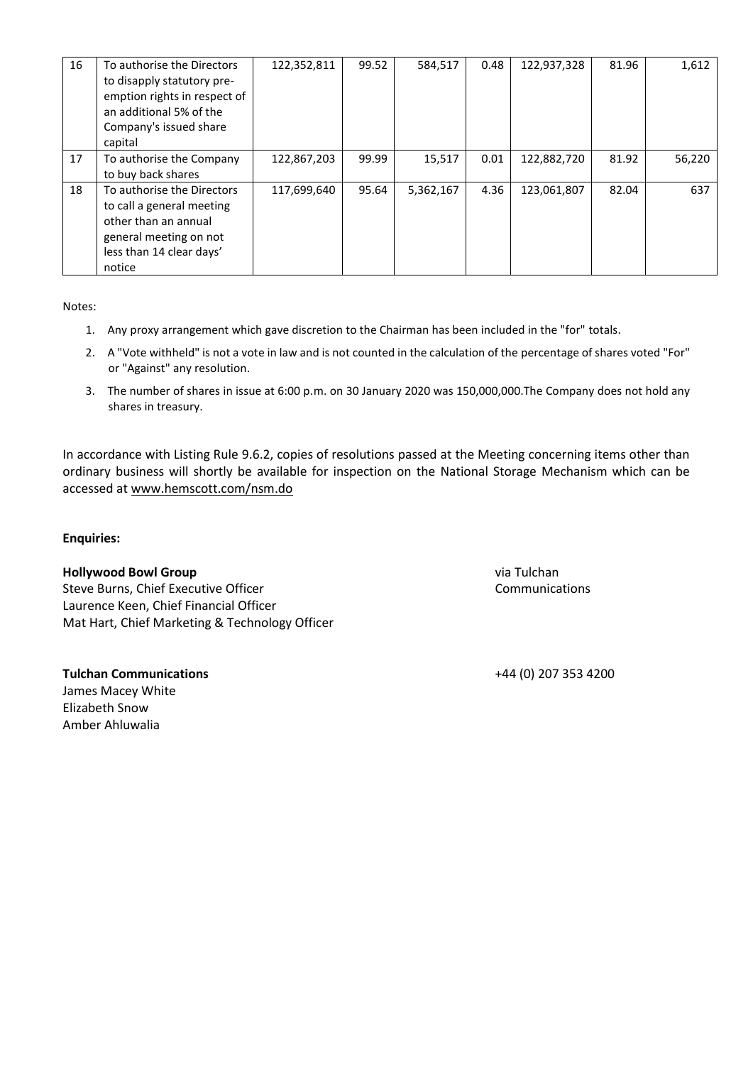| | | | | | | | | |
|---|---|---|---|---|---|---|---|---|
| 16 | To authorise the Directors to disapply statutory pre-emption rights in respect of an additional 5% of the Company's issued share capital | 122,352,811 | 99.52 | 584,517 | 0.48 | 122,937,328 | 81.96 | 1,612 |
| 17 | To authorise the Company to buy back shares | 122,867,203 | 99.99 | 15,517 | 0.01 | 122,882,720 | 81.92 | 56,220 |
| 18 | To authorise the Directors to call a general meeting other than an annual general meeting on not less than 14 clear days' notice | 117,699,640 | 95.64 | 5,362,167 | 4.36 | 123,061,807 | 82.04 | 637 |

Notes:

1. Any proxy arrangement which gave discretion to the Chairman has been included in the "for" totals.
2. A "Vote withheld" is not a vote in law and is not counted in the calculation of the percentage of shares voted "For" or "Against" any resolution.
3. The number of shares in issue at 6:00 p.m. on 30 January 2020 was 150,000,000.The Company does not hold any shares in treasury.

In accordance with Listing Rule 9.6.2, copies of resolutions passed at the Meeting concerning items other than ordinary business will shortly be available for inspection on the National Storage Mechanism which can be accessed at www.hemscott.com/nsm.do

**Enquiries:**

**Hollywood Bowl Group** — via Tulchan Communications

Steve Burns, Chief Executive Officer
Laurence Keen, Chief Financial Officer
Mat Hart, Chief Marketing & Technology Officer

**Tulchan Communications** — +44 (0) 207 353 4200

James Macey White
Elizabeth Snow
Amber Ahluwalia